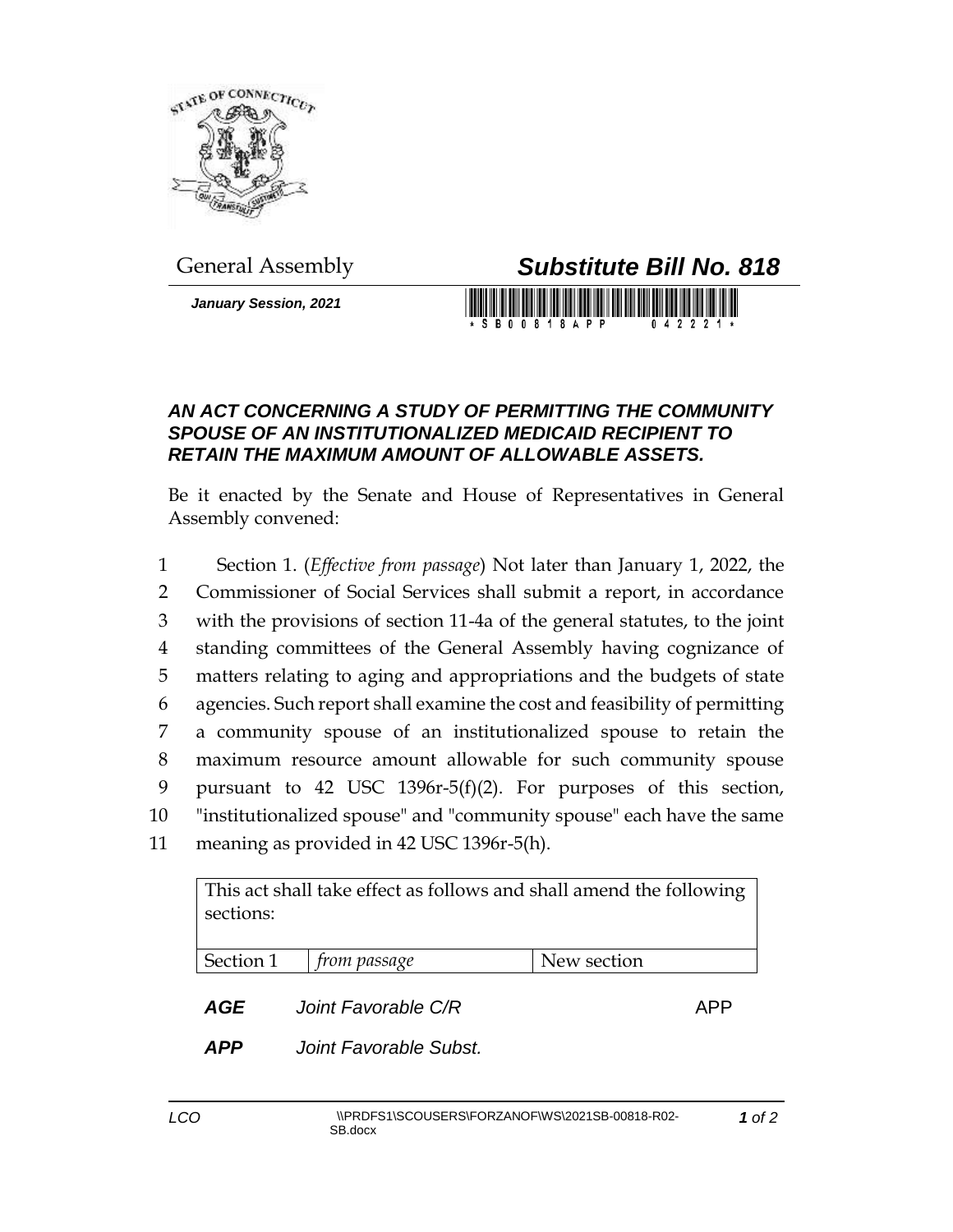General Assembly

# ***Substitute Bill No. 818***

***January Session, 2021***

### *AN ACT CONCERNING A STUDY OF PERMITTING THE COMMUNITY SPOUSE OF AN INSTITUTIONALIZED MEDICAID RECIPIENT TO RETAIN THE MAXIMUM AMOUNT OF ALLOWABLE ASSETS.*

Be it enacted by the Senate and House of Representatives in General Assembly convened:

1 Section 1. (*Effective from passage*) Not later than January 1, 2022, the
2 Commissioner of Social Services shall submit a report, in accordance
3 with the provisions of section 11-4a of the general statutes, to the joint
4 standing committees of the General Assembly having cognizance of
5 matters relating to aging and appropriations and the budgets of state
6 agencies. Such report shall examine the cost and feasibility of permitting
7 a community spouse of an institutionalized spouse to retain the
8 maximum resource amount allowable for such community spouse
9 pursuant to 42 USC 1396r-5(f)(2). For purposes of this section,
10 "institutionalized spouse" and "community spouse" each have the same
11 meaning as provided in 42 USC 1396r-5(h).

| This act shall take effect as follows and shall amend the following sections: | | |
|---|---|---|
| Section 1 | *from passage* | New section |

| | | |
|---|---|---|
| ***AGE*** | *Joint Favorable C/R* | APP |
| ***APP*** | *Joint Favorable Subst.* | |